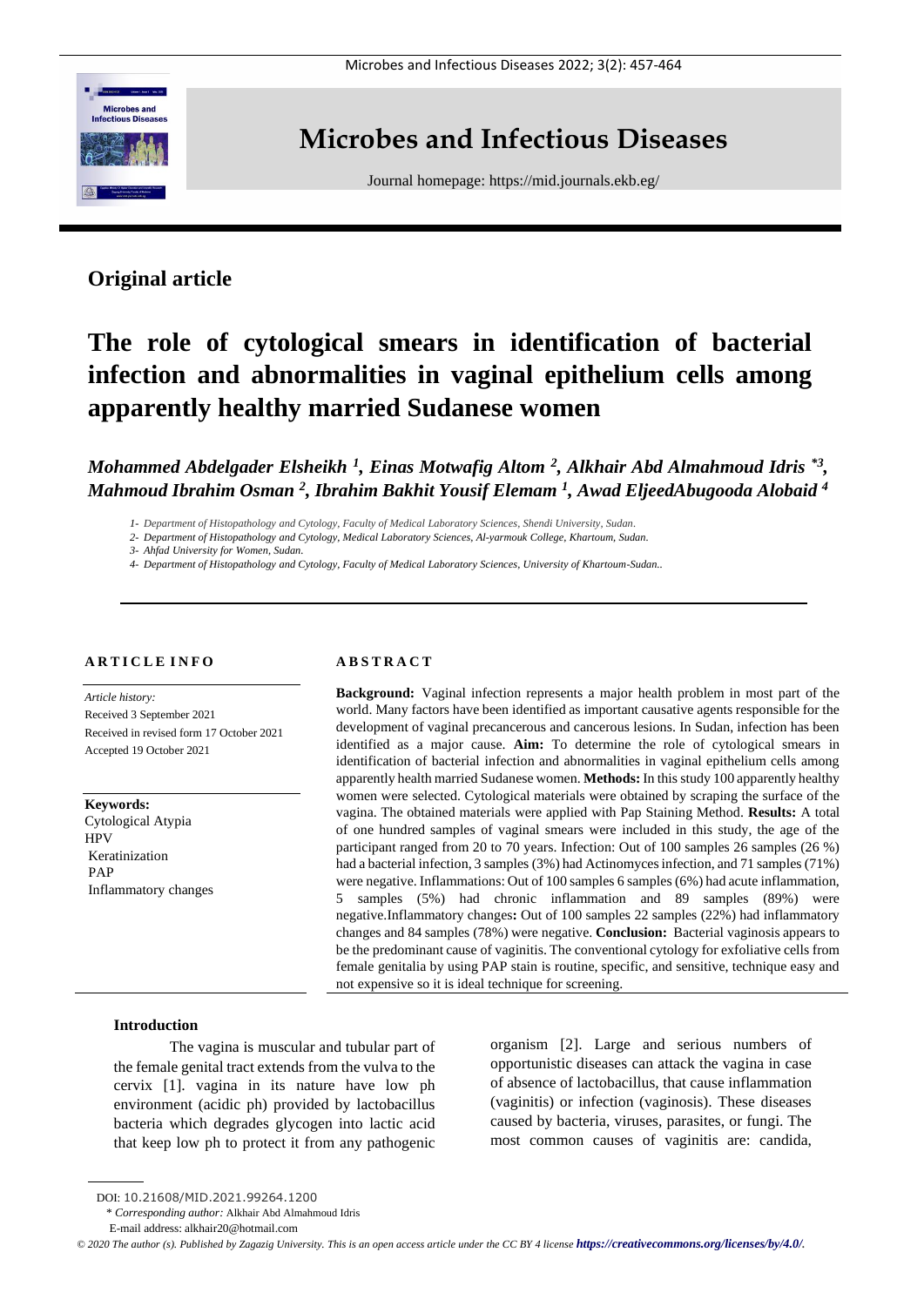# Microbes and Infectious Diseases

Journal homepage: https://mid.journals.ekb.eg/

## Original article

# The role of cytological smears in identification of bacterial infection and abnormalities in vaginal epithelium cells among apparently healthy married Sudanese women

***Mohammed Abdelgader Elsheikh [1], Einas Motwafig Altom [2], Alkhair Abd Almahmoud Idris *[3], Mahmoud Ibrahim Osman [2], Ibrahim Bakhit Yousif Elemam [1], Awad EljeedAbugooda Alobaid [4]***

*1- Department of Histopathology and Cytology, Faculty of Medical Laboratory Sciences, Shendi University, Sudan.*

*2- Department of Histopathology and Cytology, Medical Laboratory Sciences, Al-yarmouk College, Khartoum, Sudan.*

*3- Ahfad University for Women, Sudan.*

*4- Department of Histopathology and Cytology, Faculty of Medical Laboratory Sciences, University of Khartoum-Sudan..*

### ARTICLE INFO

*Article history:*
Received 3 September 2021
Received in revised form 17 October 2021
Accepted 19 October 2021

**Keywords:**
Cytological Atypia
HPV
Keratinization
PAP
Inflammatory changes

### ABSTRACT

**Background:** Vaginal infection represents a major health problem in most part of the world. Many factors have been identified as important causative agents responsible for the development of vaginal precancerous and cancerous lesions. In Sudan, infection has been identified as a major cause. **Aim:** To determine the role of cytological smears in identification of bacterial infection and abnormalities in vaginal epithelium cells among apparently health married Sudanese women. **Methods:** In this study 100 apparently healthy women were selected. Cytological materials were obtained by scraping the surface of the vagina. The obtained materials were applied with Pap Staining Method. **Results:** A total of one hundred samples of vaginal smears were included in this study, the age of the participant ranged from 20 to 70 years. Infection: Out of 100 samples 26 samples (26 %) had a bacterial infection, 3 samples (3%) had Actinomyces infection, and 71 samples (71%) were negative. Inflammations: Out of 100 samples 6 samples (6%) had acute inflammation, 5 samples (5%) had chronic inflammation and 89 samples (89%) were negative.Inflammatory changes**:** Out of 100 samples 22 samples (22%) had inflammatory changes and 84 samples (78%) were negative. **Conclusion:** Bacterial vaginosis appears to be the predominant cause of vaginitis. The conventional cytology for exfoliative cells from female genitalia by using PAP stain is routine, specific, and sensitive, technique easy and not expensive so it is ideal technique for screening.

### Introduction

The vagina is muscular and tubular part of the female genital tract extends from the vulva to the cervix [1]. vagina in its nature have low ph environment (acidic ph) provided by lactobacillus bacteria which degrades glycogen into lactic acid that keep low ph to protect it from any pathogenic organism [2]. Large and serious numbers of opportunistic diseases can attack the vagina in case of absence of lactobacillus, that cause inflammation (vaginitis) or infection (vaginosis). These diseases caused by bacteria, viruses, parasites, or fungi. The most common causes of vaginitis are: candida,

DOI: 10.21608/MID.2021.99264.1200

\* *Corresponding author:* Alkhair Abd Almahmoud Idris

E-mail address: alkhair20@hotmail.com

*© 2020 The author (s). Published by Zagazig University. This is an open access article under the CC BY 4 license https://creativecommons.org/licenses/by/4.0/.*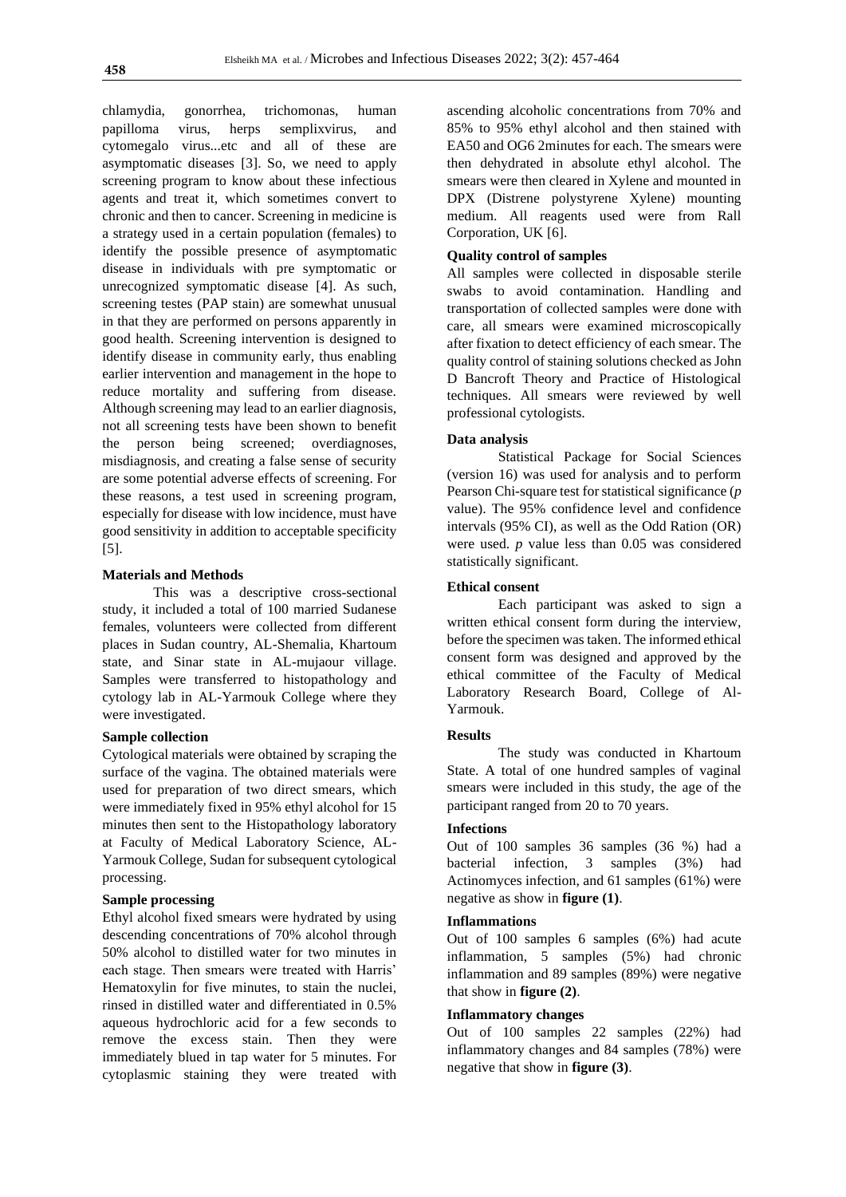chlamydia, gonorrhea, trichomonas, human papilloma virus, herps semplixvirus, and cytomegalo virus...etc and all of these are asymptomatic diseases [3]. So, we need to apply screening program to know about these infectious agents and treat it, which sometimes convert to chronic and then to cancer. Screening in medicine is a strategy used in a certain population (females) to identify the possible presence of asymptomatic disease in individuals with pre symptomatic or unrecognized symptomatic disease [4]. As such, screening testes (PAP stain) are somewhat unusual in that they are performed on persons apparently in good health. Screening intervention is designed to identify disease in community early, thus enabling earlier intervention and management in the hope to reduce mortality and suffering from disease. Although screening may lead to an earlier diagnosis, not all screening tests have been shown to benefit the person being screened; overdiagnoses, misdiagnosis, and creating a false sense of security are some potential adverse effects of screening. For these reasons, a test used in screening program, especially for disease with low incidence, must have good sensitivity in addition to acceptable specificity [5].

### Materials and Methods

This was a descriptive cross-sectional study, it included a total of 100 married Sudanese females, volunteers were collected from different places in Sudan country, AL-Shemalia, Khartoum state, and Sinar state in AL-mujaour village. Samples were transferred to histopathology and cytology lab in AL-Yarmouk College where they were investigated.

### Sample collection

Cytological materials were obtained by scraping the surface of the vagina. The obtained materials were used for preparation of two direct smears, which were immediately fixed in 95% ethyl alcohol for 15 minutes then sent to the Histopathology laboratory at Faculty of Medical Laboratory Science, AL-Yarmouk College, Sudan for subsequent cytological processing.

### Sample processing

Ethyl alcohol fixed smears were hydrated by using descending concentrations of 70% alcohol through 50% alcohol to distilled water for two minutes in each stage. Then smears were treated with Harris' Hematoxylin for five minutes, to stain the nuclei, rinsed in distilled water and differentiated in 0.5% aqueous hydrochloric acid for a few seconds to remove the excess stain. Then they were immediately blued in tap water for 5 minutes. For cytoplasmic staining they were treated with ascending alcoholic concentrations from 70% and 85% to 95% ethyl alcohol and then stained with EA50 and OG6 2minutes for each. The smears were then dehydrated in absolute ethyl alcohol. The smears were then cleared in Xylene and mounted in DPX (Distrene polystyrene Xylene) mounting medium. All reagents used were from Rall Corporation, UK [6].

### Quality control of samples

All samples were collected in disposable sterile swabs to avoid contamination. Handling and transportation of collected samples were done with care, all smears were examined microscopically after fixation to detect efficiency of each smear. The quality control of staining solutions checked as John D Bancroft Theory and Practice of Histological techniques. All smears were reviewed by well professional cytologists.

### Data analysis

Statistical Package for Social Sciences (version 16) was used for analysis and to perform Pearson Chi-square test for statistical significance (*p* value). The 95% confidence level and confidence intervals (95% CI), as well as the Odd Ration (OR) were used. *p* value less than 0.05 was considered statistically significant.

### Ethical consent

Each participant was asked to sign a written ethical consent form during the interview, before the specimen was taken. The informed ethical consent form was designed and approved by the ethical committee of the Faculty of Medical Laboratory Research Board, College of Al-Yarmouk.

### Results

The study was conducted in Khartoum State. A total of one hundred samples of vaginal smears were included in this study, the age of the participant ranged from 20 to 70 years.

### Infections

Out of 100 samples 36 samples (36 %) had a bacterial infection, 3 samples (3%) had Actinomyces infection, and 61 samples (61%) were negative as show in **figure (1)**.

### Inflammations

Out of 100 samples 6 samples (6%) had acute inflammation, 5 samples (5%) had chronic inflammation and 89 samples (89%) were negative that show in **figure (2)**.

### Inflammatory changes

Out of 100 samples 22 samples (22%) had inflammatory changes and 84 samples (78%) were negative that show in **figure (3)**.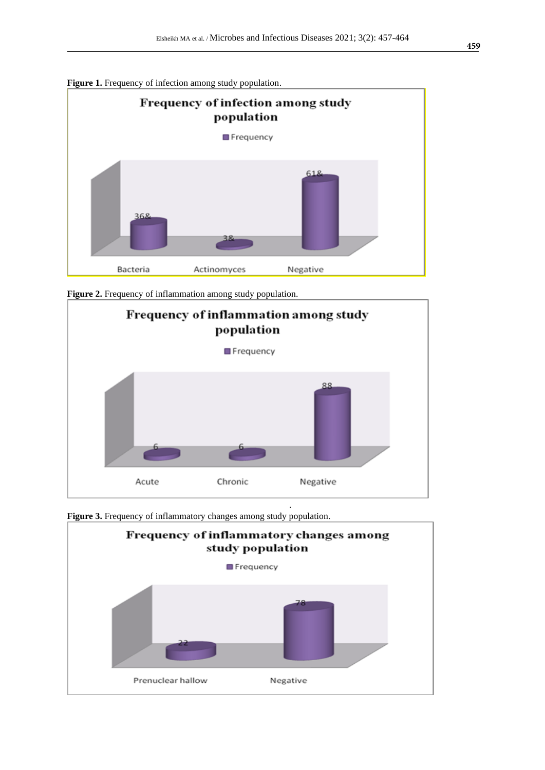**Figure 1.** Frequency of infection among study population.

**Figure 2.** Frequency of inflammation among study population.

**Figure 3.** Frequency of inflammatory changes among study population.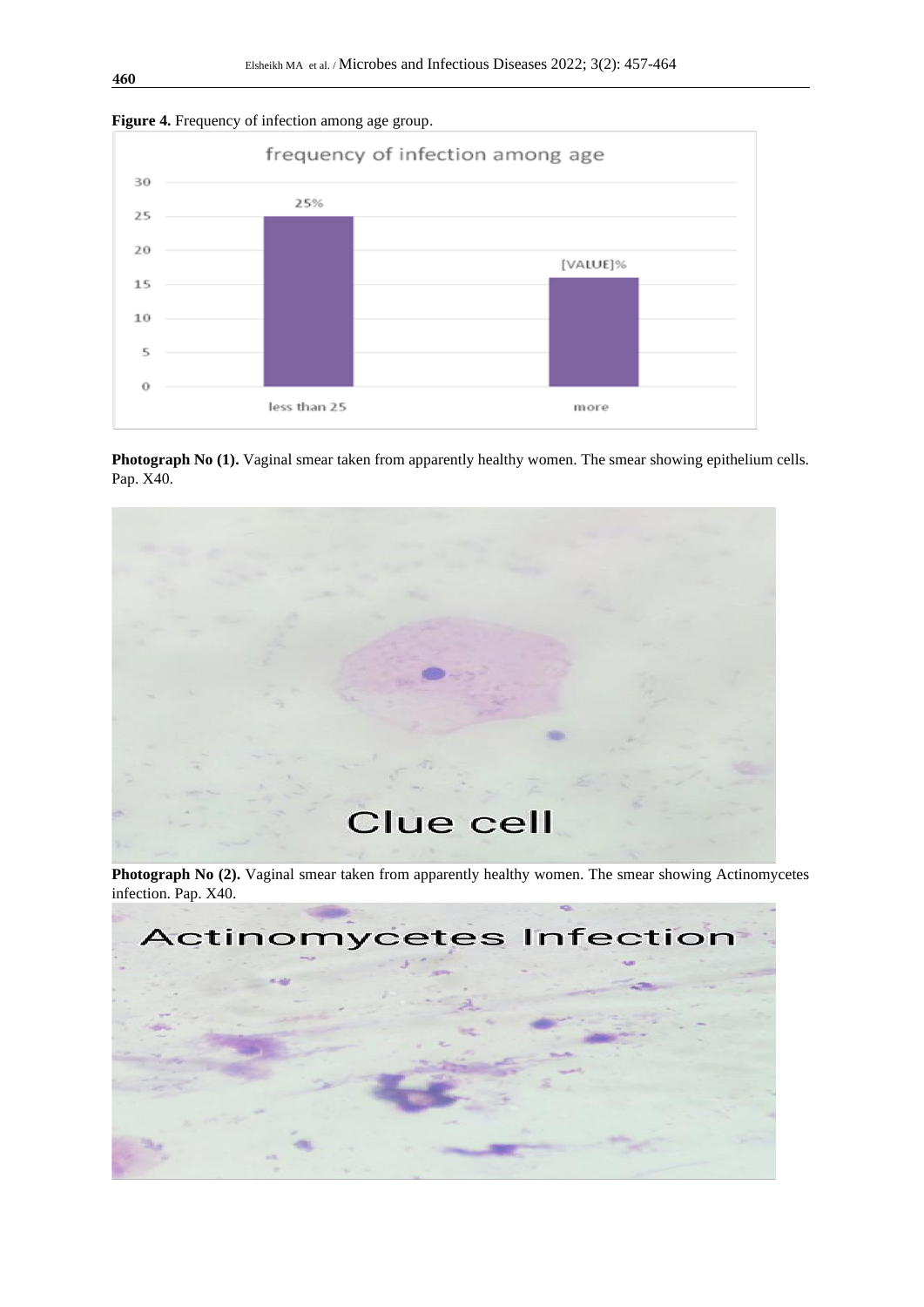**Figure 4.** Frequency of infection among age group.

**Photograph No (1).** Vaginal smear taken from apparently healthy women. The smear showing epithelium cells. Pap. X40.

**Photograph No (2).** Vaginal smear taken from apparently healthy women. The smear showing Actinomycetes infection. Pap. X40.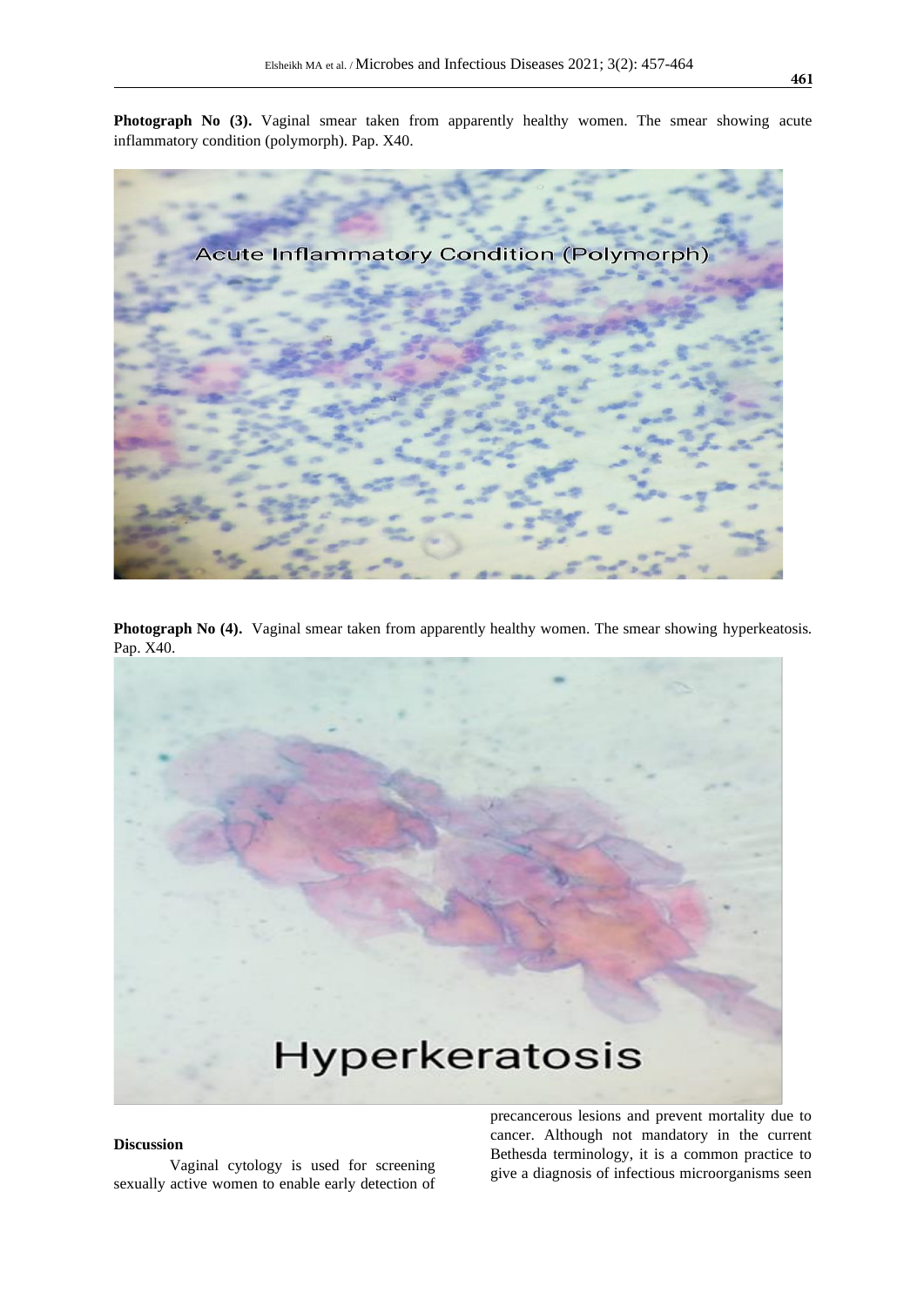**Photograph No (3).** Vaginal smear taken from apparently healthy women. The smear showing acute inflammatory condition (polymorph). Pap. X40.

**Photograph No (4).** Vaginal smear taken from apparently healthy women. The smear showing hyperkeatosis. Pap. X40.

**Discussion**

Vaginal cytology is used for screening sexually active women to enable early detection of precancerous lesions and prevent mortality due to cancer. Although not mandatory in the current Bethesda terminology, it is a common practice to give a diagnosis of infectious microorganisms seen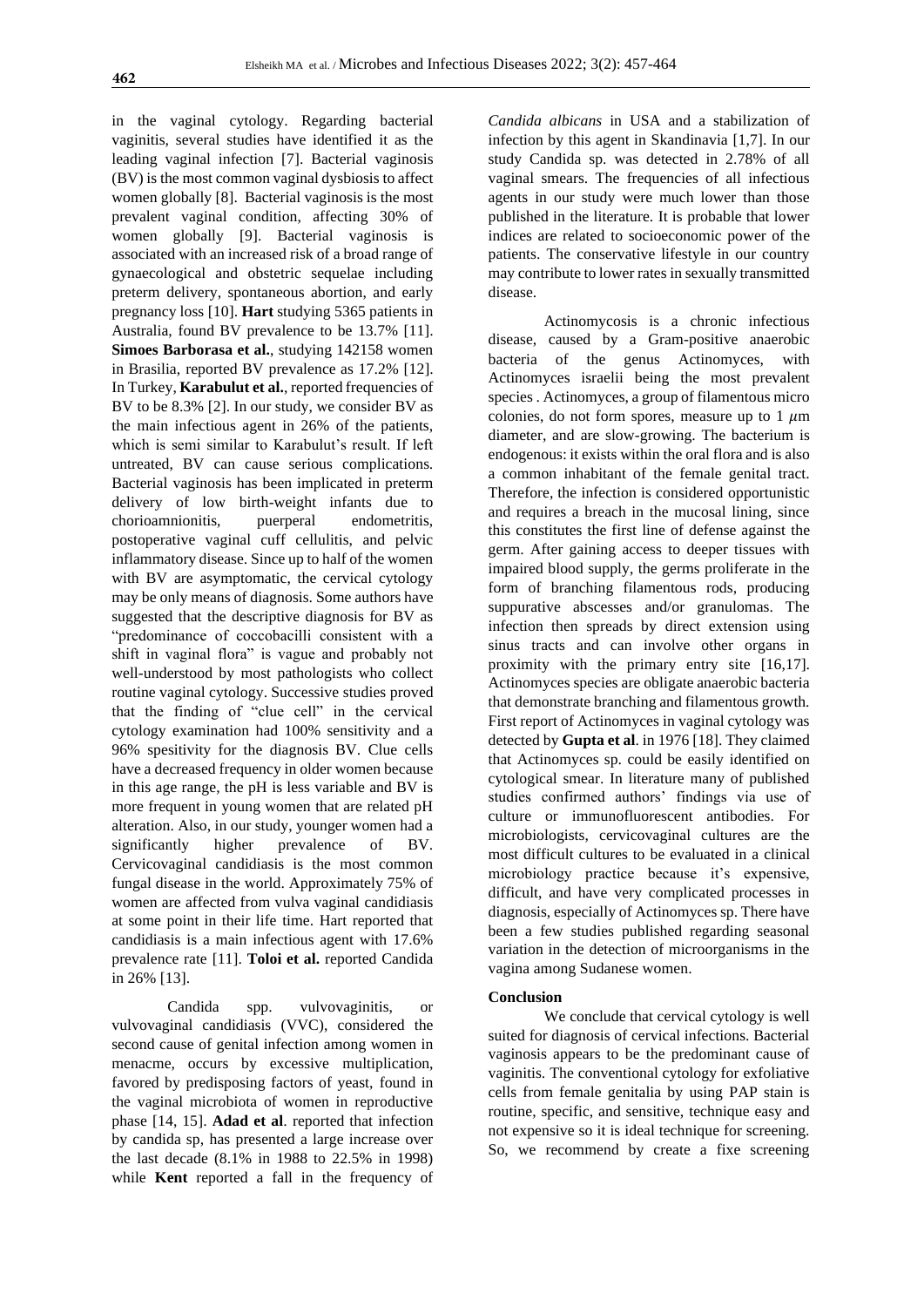in the vaginal cytology. Regarding bacterial vaginitis, several studies have identified it as the leading vaginal infection [7]. Bacterial vaginosis (BV) is the most common vaginal dysbiosis to affect women globally [8]. Bacterial vaginosis is the most prevalent vaginal condition, affecting 30% of women globally [9]. Bacterial vaginosis is associated with an increased risk of a broad range of gynaecological and obstetric sequelae including preterm delivery, spontaneous abortion, and early pregnancy loss [10]. **Hart** studying 5365 patients in Australia, found BV prevalence to be 13.7% [11]. **Simoes Barborasa et al.**, studying 142158 women in Brasilia, reported BV prevalence as 17.2% [12]. In Turkey, **Karabulut et al.**, reported frequencies of BV to be 8.3% [2]. In our study, we consider BV as the main infectious agent in 26% of the patients, which is semi similar to Karabulut's result. If left untreated, BV can cause serious complications. Bacterial vaginosis has been implicated in preterm delivery of low birth-weight infants due to chorioamnionitis, puerperal endometritis, postoperative vaginal cuff cellulitis, and pelvic inflammatory disease. Since up to half of the women with BV are asymptomatic, the cervical cytology may be only means of diagnosis. Some authors have suggested that the descriptive diagnosis for BV as "predominance of coccobacilli consistent with a shift in vaginal flora" is vague and probably not well-understood by most pathologists who collect routine vaginal cytology. Successive studies proved that the finding of "clue cell" in the cervical cytology examination had 100% sensitivity and a 96% spesitivity for the diagnosis BV. Clue cells have a decreased frequency in older women because in this age range, the pH is less variable and BV is more frequent in young women that are related pH alteration. Also, in our study, younger women had a significantly higher prevalence of BV. Cervicovaginal candidiasis is the most common fungal disease in the world. Approximately 75% of women are affected from vulva vaginal candidiasis at some point in their life time. Hart reported that candidiasis is a main infectious agent with 17.6% prevalence rate [11]. **Toloi et al.** reported Candida in 26% [13].

Candida spp. vulvovaginitis, or vulvovaginal candidiasis (VVC), considered the second cause of genital infection among women in menacme, occurs by excessive multiplication, favored by predisposing factors of yeast, found in the vaginal microbiota of women in reproductive phase [14, 15]. **Adad et al**. reported that infection by candida sp, has presented a large increase over the last decade (8.1% in 1988 to 22.5% in 1998) while **Kent** reported a fall in the frequency of *Candida albicans* in USA and a stabilization of infection by this agent in Skandinavia [1,7]. In our study Candida sp. was detected in 2.78% of all vaginal smears. The frequencies of all infectious agents in our study were much lower than those published in the literature. It is probable that lower indices are related to socioeconomic power of the patients. The conservative lifestyle in our country may contribute to lower rates in sexually transmitted disease.

Actinomycosis is a chronic infectious disease, caused by a Gram-positive anaerobic bacteria of the genus Actinomyces, with Actinomyces israelii being the most prevalent species . Actinomyces, a group of filamentous micro colonies, do not form spores, measure up to 1 $\mu$m diameter, and are slow-growing. The bacterium is endogenous: it exists within the oral flora and is also a common inhabitant of the female genital tract. Therefore, the infection is considered opportunistic and requires a breach in the mucosal lining, since this constitutes the first line of defense against the germ. After gaining access to deeper tissues with impaired blood supply, the germs proliferate in the form of branching filamentous rods, producing suppurative abscesses and/or granulomas. The infection then spreads by direct extension using sinus tracts and can involve other organs in proximity with the primary entry site [16,17]. Actinomyces species are obligate anaerobic bacteria that demonstrate branching and filamentous growth. First report of Actinomyces in vaginal cytology was detected by **Gupta et al**. in 1976 [18]. They claimed that Actinomyces sp. could be easily identified on cytological smear. In literature many of published studies confirmed authors' findings via use of culture or immunofluorescent antibodies. For microbiologists, cervicovaginal cultures are the most difficult cultures to be evaluated in a clinical microbiology practice because it's expensive, difficult, and have very complicated processes in diagnosis, especially of Actinomyces sp. There have been a few studies published regarding seasonal variation in the detection of microorganisms in the vagina among Sudanese women.

**Conclusion**

We conclude that cervical cytology is well suited for diagnosis of cervical infections. Bacterial vaginosis appears to be the predominant cause of vaginitis. The conventional cytology for exfoliative cells from female genitalia by using PAP stain is routine, specific, and sensitive, technique easy and not expensive so it is ideal technique for screening. So, we recommend by create a fixe screening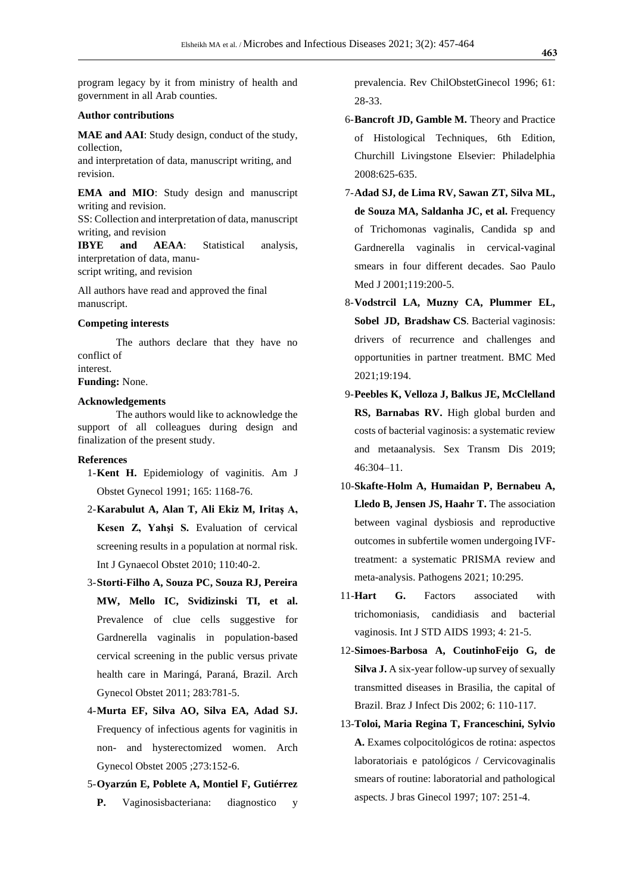program legacy by it from ministry of health and government in all Arab counties.

### Author contributions

**MAE and AAI**: Study design, conduct of the study, collection,
and interpretation of data, manuscript writing, and revision.

**EMA and MIO**: Study design and manuscript writing and revision.
SS: Collection and interpretation of data, manuscript writing, and revision
**IBYE and AEAA**: Statistical analysis, interpretation of data, manuscript writing, and revision

All authors have read and approved the final manuscript.

### Competing interests

The authors declare that they have no conflict of
interest.
**Funding:** None.

### Acknowledgements

The authors would like to acknowledge the support of all colleagues during design and finalization of the present study.

### References

1-**Kent H.** Epidemiology of vaginitis. Am J Obstet Gynecol 1991; 165: 1168-76.

2-**Karabulut A, Alan T, Ali Ekiz M, Iritaş A, Kesen Z, Yahşi S.** Evaluation of cervical screening results in a population at normal risk. Int J Gynaecol Obstet 2010; 110:40-2.

3-**Storti-Filho A, Souza PC, Souza RJ, Pereira MW, Mello IC, Svidizinski TI, et al.** Prevalence of clue cells suggestive for Gardnerella vaginalis in population-based cervical screening in the public versus private health care in Maringá, Paraná, Brazil. Arch Gynecol Obstet 2011; 283:781-5.

4-**Murta EF, Silva AO, Silva EA, Adad SJ.** Frequency of infectious agents for vaginitis in non- and hysterectomized women. Arch Gynecol Obstet 2005 ;273:152-6.

5-**Oyarzún E, Poblete A, Montiel F, Gutiérrez P.** Vaginosisbacteriana: diagnostico y prevalencia. Rev ChilObstetGinecol 1996; 61: 28-33.

6-**Bancroft JD, Gamble M.** Theory and Practice of Histological Techniques, 6th Edition, Churchill Livingstone Elsevier: Philadelphia 2008:625-635.

7-**Adad SJ, de Lima RV, Sawan ZT, Silva ML, de Souza MA, Saldanha JC, et al.** Frequency of Trichomonas vaginalis, Candida sp and Gardnerella vaginalis in cervical-vaginal smears in four different decades. Sao Paulo Med J 2001;119:200-5.

8-**Vodstrcil LA, Muzny CA, Plummer EL, Sobel JD, Bradshaw CS**. Bacterial vaginosis: drivers of recurrence and challenges and opportunities in partner treatment. BMC Med 2021;19:194.

9-**Peebles K, Velloza J, Balkus JE, McClelland RS, Barnabas RV.** High global burden and costs of bacterial vaginosis: a systematic review and metaanalysis. Sex Transm Dis 2019; 46:304–11.

10-**Skafte-Holm A, Humaidan P, Bernabeu A, Lledo B, Jensen JS, Haahr T.** The association between vaginal dysbiosis and reproductive outcomes in subfertile women undergoing IVF-treatment: a systematic PRISMA review and meta-analysis. Pathogens 2021; 10:295.

11-**Hart G.** Factors associated with trichomoniasis, candidiasis and bacterial vaginosis. Int J STD AIDS 1993; 4: 21-5.

12-**Simoes-Barbosa A, CoutinhoFeijo G, de Silva J.** A six-year follow-up survey of sexually transmitted diseases in Brasilia, the capital of Brazil. Braz J Infect Dis 2002; 6: 110-117.

13-**Toloi, Maria Regina T, Franceschini, Sylvio A.** Exames colpocitológicos de rotina: aspectos laboratoriais e patológicos / Cervicovaginalis smears of routine: laboratorial and pathological aspects. J bras Ginecol 1997; 107: 251-4.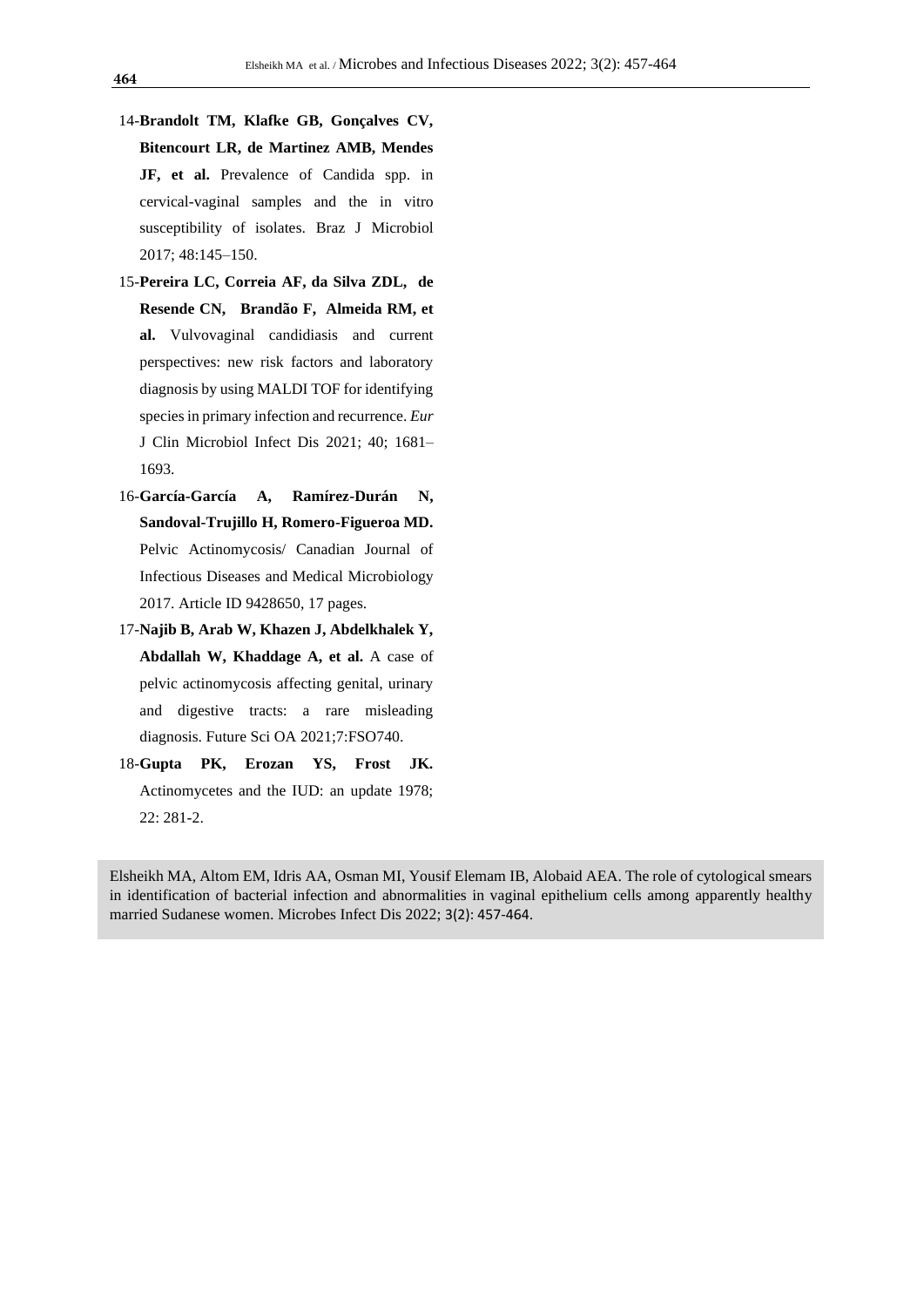14-**Brandolt TM, Klafke GB, Gonçalves CV, Bitencourt LR, de Martinez AMB, Mendes JF, et al.** Prevalence of Candida spp. in cervical-vaginal samples and the in vitro susceptibility of isolates. Braz J Microbiol 2017; 48:145–150.

15-**Pereira LC, Correia AF, da Silva ZDL, de Resende CN, Brandão F, Almeida RM, et al.** Vulvovaginal candidiasis and current perspectives: new risk factors and laboratory diagnosis by using MALDI TOF for identifying species in primary infection and recurrence. *Eur* J Clin Microbiol Infect Dis 2021; 40; 1681–1693.

16-**García-García A, Ramírez-Durán N, Sandoval-Trujillo H, Romero-Figueroa MD.** Pelvic Actinomycosis/ Canadian Journal of Infectious Diseases and Medical Microbiology 2017. Article ID 9428650, 17 pages.

17-**Najib B, Arab W, Khazen J, Abdelkhalek Y, Abdallah W, Khaddage A, et al.** A case of pelvic actinomycosis affecting genital, urinary and digestive tracts: a rare misleading diagnosis. Future Sci OA 2021;7:FSO740.

18-**Gupta PK, Erozan YS, Frost JK.** Actinomycetes and the IUD: an update 1978; 22: 281-2.

Elsheikh MA, Altom EM, Idris AA, Osman MI, Yousif Elemam IB, Alobaid AEA. The role of cytological smears in identification of bacterial infection and abnormalities in vaginal epithelium cells among apparently healthy married Sudanese women. Microbes Infect Dis 2022; 3(2): 457-464.